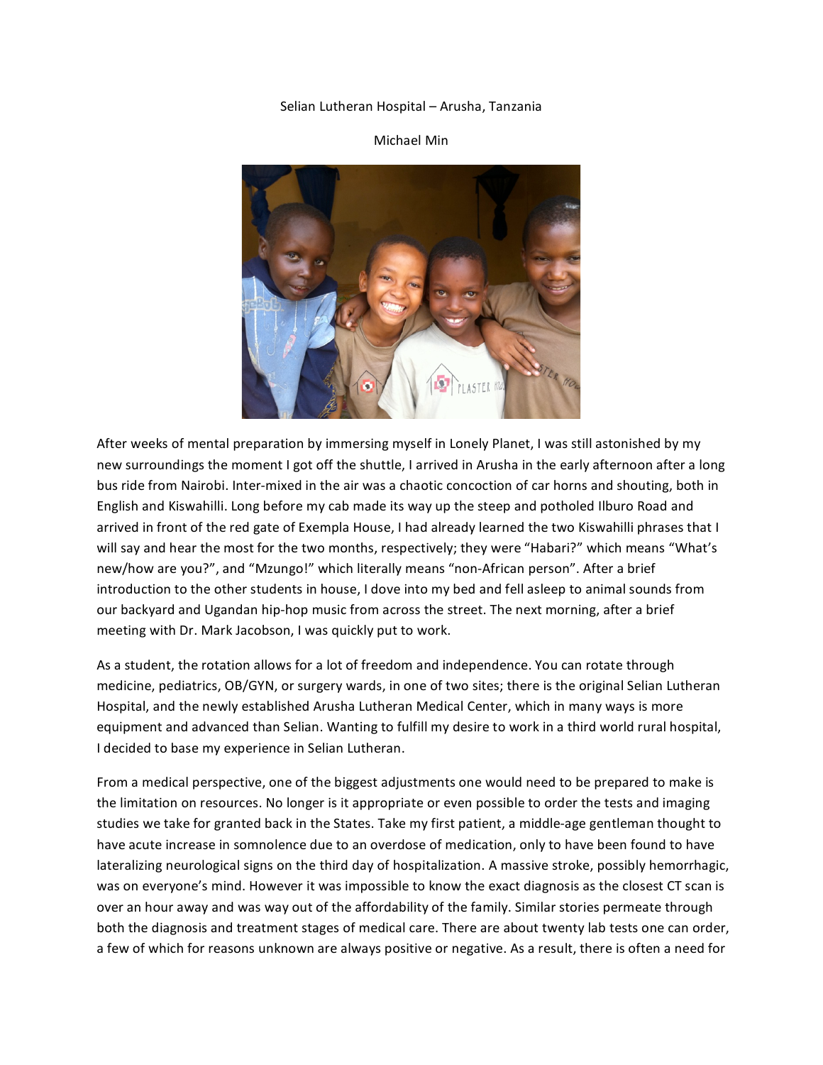Selian Lutheran Hospital – Arusha, Tanzania

Michael Min

After weeks of mental preparation by immersing myself in Lonely Planet, I was still astonished by my new surroundings the moment I got off the shuttle, I arrived in Arusha in the early afternoon after a long bus ride from Nairobi. Inter-mixed in the air was a chaotic concoction of car horns and shouting, both in English and Kiswahilli. Long before my cab made its way up the steep and potholed Ilburo Road and arrived in front of the red gate of Exempla House, I had already learned the two Kiswahilli phrases that I will say and hear the most for the two months, respectively; they were "Habari?" which means "What's new/how are you?", and "Mzungo!" which literally means "non-African person". After a brief introduction to the other students in house, I dove into my bed and fell asleep to animal sounds from our backyard and Ugandan hip-hop music from across the street. The next morning, after a brief meeting with Dr. Mark Jacobson, I was quickly put to work.

As a student, the rotation allows for a lot of freedom and independence. You can rotate through medicine, pediatrics, OB/GYN, or surgery wards, in one of two sites; there is the original Selian Lutheran Hospital, and the newly established Arusha Lutheran Medical Center, which in many ways is more equipment and advanced than Selian. Wanting to fulfill my desire to work in a third world rural hospital, I decided to base my experience in Selian Lutheran.

From a medical perspective, one of the biggest adjustments one would need to be prepared to make is the limitation on resources. No longer is it appropriate or even possible to order the tests and imaging studies we take for granted back in the States. Take my first patient, a middle-age gentleman thought to have acute increase in somnolence due to an overdose of medication, only to have been found to have lateralizing neurological signs on the third day of hospitalization. A massive stroke, possibly hemorrhagic, was on everyone's mind. However it was impossible to know the exact diagnosis as the closest CT scan is over an hour away and was way out of the affordability of the family. Similar stories permeate through both the diagnosis and treatment stages of medical care. There are about twenty lab tests one can order, a few of which for reasons unknown are always positive or negative. As a result, there is often a need for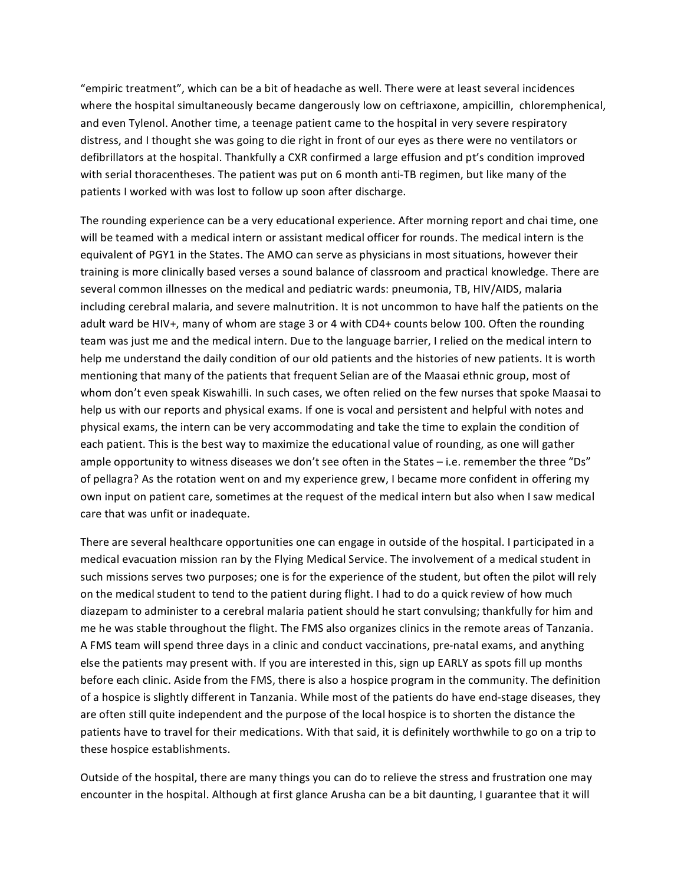"empiric treatment", which can be a bit of headache as well. There were at least several incidences where the hospital simultaneously became dangerously low on ceftriaxone, ampicillin, chloremphenical, and even Tylenol. Another time, a teenage patient came to the hospital in very severe respiratory distress, and I thought she was going to die right in front of our eyes as there were no ventilators or defibrillators at the hospital. Thankfully a CXR confirmed a large effusion and pt's condition improved with serial thoracentheses. The patient was put on 6 month anti-TB regimen, but like many of the patients I worked with was lost to follow up soon after discharge.

The rounding experience can be a very educational experience. After morning report and chai time, one will be teamed with a medical intern or assistant medical officer for rounds. The medical intern is the equivalent of PGY1 in the States. The AMO can serve as physicians in most situations, however their training is more clinically based verses a sound balance of classroom and practical knowledge. There are several common illnesses on the medical and pediatric wards: pneumonia, TB, HIV/AIDS, malaria including cerebral malaria, and severe malnutrition. It is not uncommon to have half the patients on the adult ward be HIV+, many of whom are stage 3 or 4 with CD4+ counts below 100. Often the rounding team was just me and the medical intern. Due to the language barrier, I relied on the medical intern to help me understand the daily condition of our old patients and the histories of new patients. It is worth mentioning that many of the patients that frequent Selian are of the Maasai ethnic group, most of whom don't even speak Kiswahilli. In such cases, we often relied on the few nurses that spoke Maasai to help us with our reports and physical exams. If one is vocal and persistent and helpful with notes and physical exams, the intern can be very accommodating and take the time to explain the condition of each patient. This is the best way to maximize the educational value of rounding, as one will gather ample opportunity to witness diseases we don't see often in the States – i.e. remember the three "Ds" of pellagra? As the rotation went on and my experience grew, I became more confident in offering my own input on patient care, sometimes at the request of the medical intern but also when I saw medical care that was unfit or inadequate.

There are several healthcare opportunities one can engage in outside of the hospital. I participated in a medical evacuation mission ran by the Flying Medical Service. The involvement of a medical student in such missions serves two purposes; one is for the experience of the student, but often the pilot will rely on the medical student to tend to the patient during flight. I had to do a quick review of how much diazepam to administer to a cerebral malaria patient should he start convulsing; thankfully for him and me he was stable throughout the flight. The FMS also organizes clinics in the remote areas of Tanzania. A FMS team will spend three days in a clinic and conduct vaccinations, pre-natal exams, and anything else the patients may present with. If you are interested in this, sign up EARLY as spots fill up months before each clinic. Aside from the FMS, there is also a hospice program in the community. The definition of a hospice is slightly different in Tanzania. While most of the patients do have end-stage diseases, they are often still quite independent and the purpose of the local hospice is to shorten the distance the patients have to travel for their medications. With that said, it is definitely worthwhile to go on a trip to these hospice establishments.

Outside of the hospital, there are many things you can do to relieve the stress and frustration one may encounter in the hospital. Although at first glance Arusha can be a bit daunting, I guarantee that it will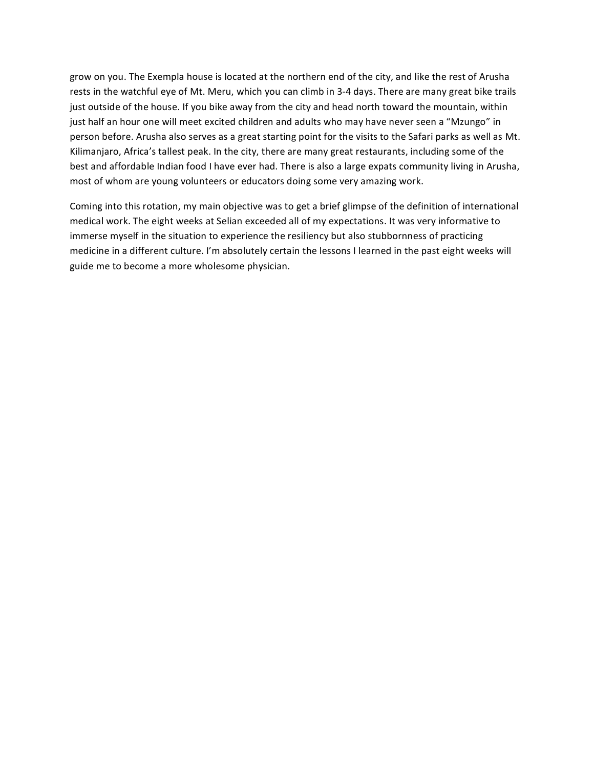grow on you. The Exempla house is located at the northern end of the city, and like the rest of Arusha rests in the watchful eye of Mt. Meru, which you can climb in 3-4 days. There are many great bike trails just outside of the house. If you bike away from the city and head north toward the mountain, within just half an hour one will meet excited children and adults who may have never seen a "Mzungo" in person before. Arusha also serves as a great starting point for the visits to the Safari parks as well as Mt. Kilimanjaro, Africa's tallest peak. In the city, there are many great restaurants, including some of the best and affordable Indian food I have ever had. There is also a large expats community living in Arusha, most of whom are young volunteers or educators doing some very amazing work.

Coming into this rotation, my main objective was to get a brief glimpse of the definition of international medical work. The eight weeks at Selian exceeded all of my expectations. It was very informative to immerse myself in the situation to experience the resiliency but also stubbornness of practicing medicine in a different culture. I'm absolutely certain the lessons I learned in the past eight weeks will guide me to become a more wholesome physician.